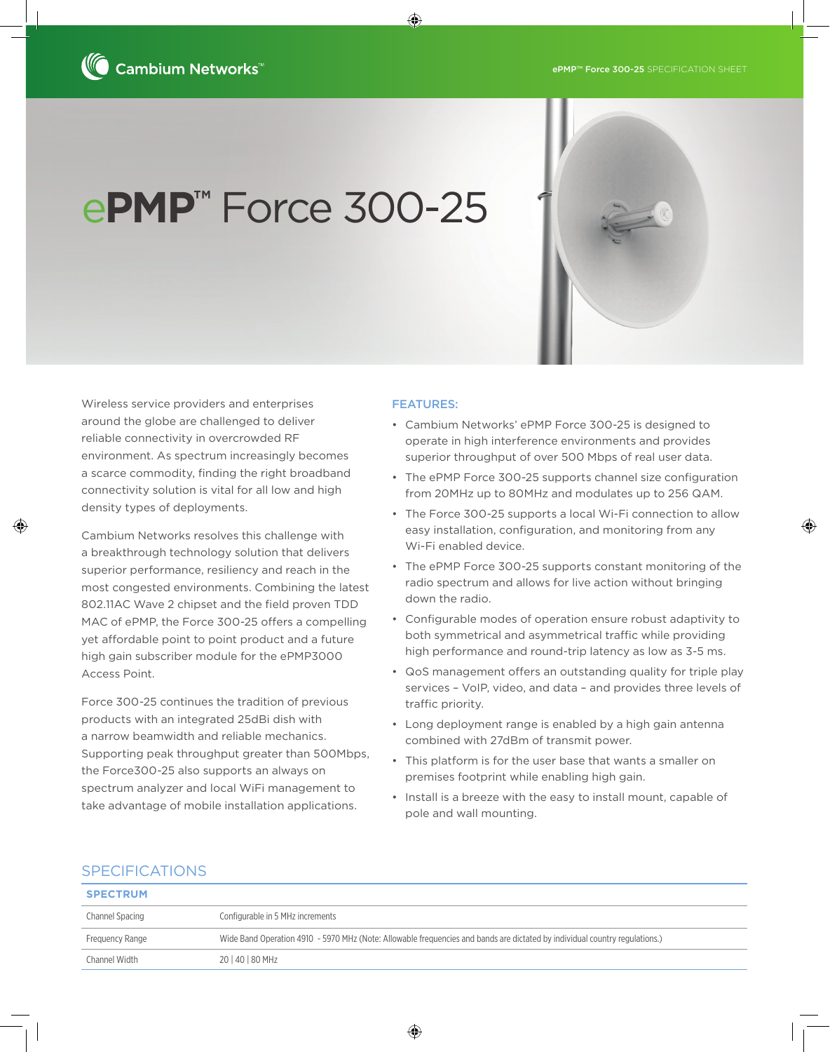# ePMP™ Force 300-25

Wireless service providers and enterprises around the globe are challenged to deliver reliable connectivity in overcrowded RF environment. As spectrum increasingly becomes a scarce commodity, finding the right broadband connectivity solution is vital for all low and high density types of deployments.

Cambium Networks resolves this challenge with a breakthrough technology solution that delivers superior performance, resiliency and reach in the most congested environments. Combining the latest 802.11AC Wave 2 chipset and the field proven TDD MAC of ePMP, the Force 300-25 offers a compelling yet affordable point to point product and a future high gain subscriber module for the ePMP3000 Access Point.

Force 300-25 continues the tradition of previous products with an integrated 25dBi dish with a narrow beamwidth and reliable mechanics. Supporting peak throughput greater than 500Mbps, the Force300-25 also supports an always on spectrum analyzer and local WiFi management to take advantage of mobile installation applications.

## FEATURES:

- Cambium Networks' ePMP Force 300-25 is designed to operate in high interference environments and provides superior throughput of over 500 Mbps of real user data.
- The ePMP Force 300-25 supports channel size configuration from 20MHz up to 80MHz and modulates up to 256 QAM.
- The Force 300-25 supports a local Wi-Fi connection to allow easy installation, configuration, and monitoring from any Wi-Fi enabled device.
- The ePMP Force 300-25 supports constant monitoring of the radio spectrum and allows for live action without bringing down the radio.
- Configurable modes of operation ensure robust adaptivity to both symmetrical and asymmetrical traffic while providing high performance and round-trip latency as low as 3-5 ms.
- QoS management offers an outstanding quality for triple play services – VoIP, video, and data – and provides three levels of traffic priority.
- Long deployment range is enabled by a high gain antenna combined with 27dBm of transmit power.
- This platform is for the user base that wants a smaller on premises footprint while enabling high gain.
- Install is a breeze with the easy to install mount, capable of pole and wall mounting.

## SPECIFICATIONS

| SPECTRUM | |
|---|---|
| Channel Spacing | Configurable in 5 MHz increments |
| Frequency Range | Wide Band Operation 4910 - 5970 MHz (Note: Allowable frequencies and bands are dictated by individual country regulations.) |
| Channel Width | 20 \| 40 \| 80 MHz |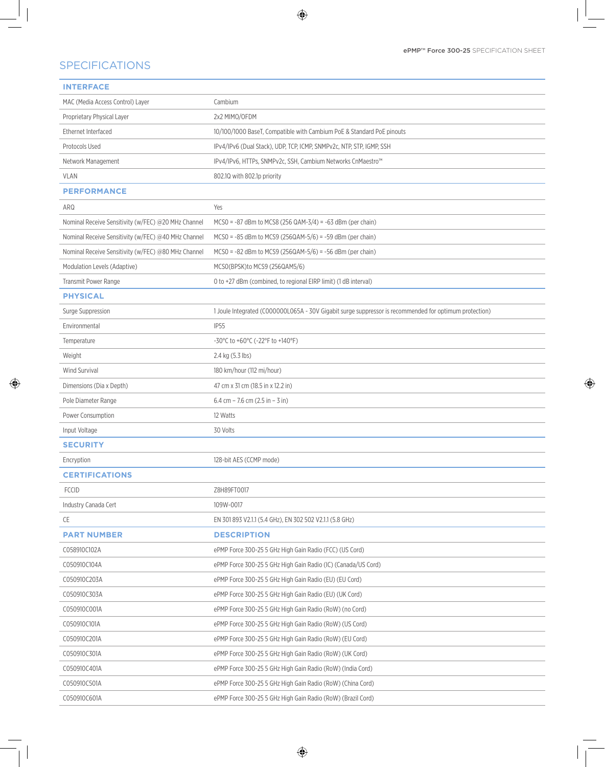## SPECIFICATIONS

| INTERFACE | |
|---|---|
| MAC (Media Access Control) Layer | Cambium |
| Proprietary Physical Layer | 2x2 MIMO/OFDM |
| Ethernet Interfaced | 10/100/1000 BaseT, Compatible with Cambium PoE & Standard PoE pinouts |
| Protocols Used | IPv4/IPv6 (Dual Stack), UDP, TCP, ICMP, SNMPv2c, NTP, STP, IGMP, SSH |
| Network Management | IPv4/IPv6, HTTPs, SNMPv2c, SSH, Cambium Networks CnMaestro™ |
| VLAN | 802.1Q with 802.1p priority |
| **PERFORMANCE** | |
| ARQ | Yes |
| Nominal Receive Sensitivity (w/FEC) @20 MHz Channel | MCS0 = -87 dBm to MCS8 (256 QAM-3/4) = -63 dBm (per chain) |
| Nominal Receive Sensitivity (w/FEC) @40 MHz Channel | MCS0 = -85 dBm to MCS9 (256QAM-5/6) = -59 dBm (per chain) |
| Nominal Receive Sensitivity (w/FEC) @80 MHz Channel | MCS0 = -82 dBm to MCS9 (256QAM-5/6) = -56 dBm (per chain) |
| Modulation Levels (Adaptive) | MCS0(BPSK)to MCS9 (256QAM5/6) |
| Transmit Power Range | 0 to +27 dBm (combined, to regional EIRP limit) (1 dB interval) |
| **PHYSICAL** | |
| Surge Suppression | 1 Joule Integrated (C000000L065A - 30V Gigabit surge suppressor is recommended for optimum protection) |
| Environmental | IP55 |
| Temperature | -30°C to +60°C (-22°F to +140°F) |
| Weight | 2.4 kg (5.3 lbs) |
| Wind Survival | 180 km/hour (112 mi/hour) |
| Dimensions (Dia x Depth) | 47 cm x 31 cm (18.5 in x 12.2 in) |
| Pole Diameter Range | 6.4 cm – 7.6 cm (2.5 in – 3 in) |
| Power Consumption | 12 Watts |
| Input Voltage | 30 Volts |
| **SECURITY** | |
| Encryption | 128-bit AES (CCMP mode) |
| **CERTIFICATIONS** | |
| FCCID | Z8H89FT0017 |
| Industry Canada Cert | 109W-0017 |
| CE | EN 301 893 V2.1.1 (5.4 GHz), EN 302 502 V2.1.1 (5.8 GHz) |

| PART NUMBER | DESCRIPTION |
|---|---|
| C058910C102A | ePMP Force 300-25 5 GHz High Gain Radio (FCC) (US Cord) |
| C050910C104A | ePMP Force 300-25 5 GHz High Gain Radio (IC) (Canada/US Cord) |
| C050910C203A | ePMP Force 300-25 5 GHz High Gain Radio (EU) (EU Cord) |
| C050910C303A | ePMP Force 300-25 5 GHz High Gain Radio (EU) (UK Cord) |
| C050910C001A | ePMP Force 300-25 5 GHz High Gain Radio (RoW) (no Cord) |
| C050910C101A | ePMP Force 300-25 5 GHz High Gain Radio (RoW) (US Cord) |
| C050910C201A | ePMP Force 300-25 5 GHz High Gain Radio (RoW) (EU Cord) |
| C050910C301A | ePMP Force 300-25 5 GHz High Gain Radio (RoW) (UK Cord) |
| C050910C401A | ePMP Force 300-25 5 GHz High Gain Radio (RoW) (India Cord) |
| C050910C501A | ePMP Force 300-25 5 GHz High Gain Radio (RoW) (China Cord) |
| C050910C601A | ePMP Force 300-25 5 GHz High Gain Radio (RoW) (Brazil Cord) |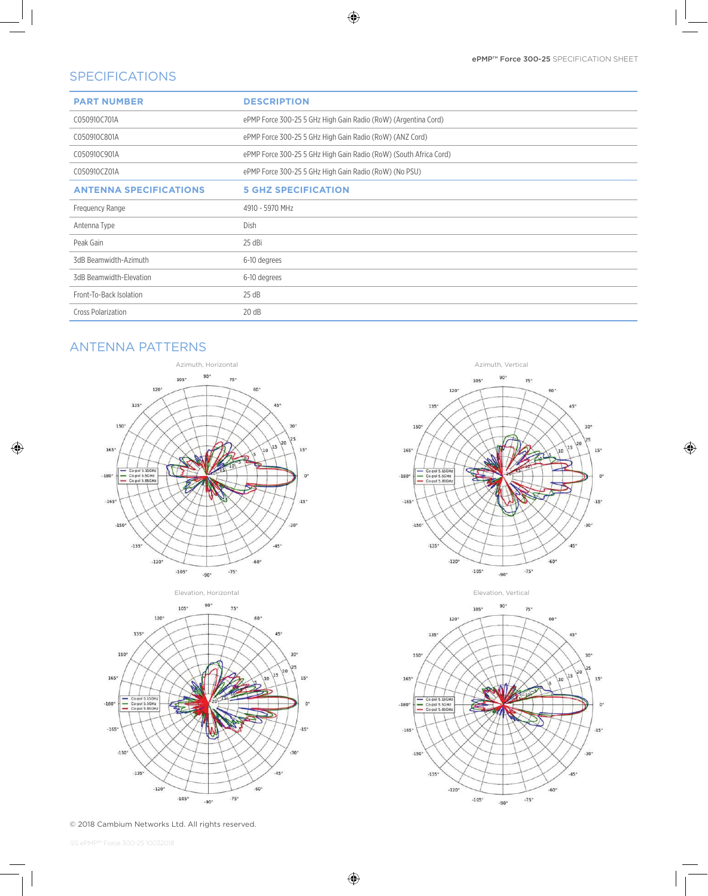## SPECIFICATIONS

| PART NUMBER | DESCRIPTION |
|---|---|
| C050910C701A | ePMP Force 300-25 5 GHz High Gain Radio (RoW) (Argentina Cord) |
| C050910C801A | ePMP Force 300-25 5 GHz High Gain Radio (RoW) (ANZ Cord) |
| C050910C901A | ePMP Force 300-25 5 GHz High Gain Radio (RoW) (South Africa Cord) |
| C050910CZ01A | ePMP Force 300-25 5 GHz High Gain Radio (RoW) (No PSU) |
| **ANTENNA SPECIFICATIONS** | **5 GHZ SPECIFICATION** |
| Frequency Range | 4910 - 5970 MHz |
| Antenna Type | Dish |
| Peak Gain | 25 dBi |
| 3dB Beamwidth-Azimuth | 6-10 degrees |
| 3dB Beamwidth-Elevation | 6-10 degrees |
| Front-To-Back Isolation | 25 dB |
| Cross Polarization | 20 dB |

## ANTENNA PATTERNS

Azimuth, Horizontal

Co-pol 5.15GHz
Co-pol 5.5GHz
Co-pol 5.85GHz

Azimuth, Vertical

Co-pol 5.15GHz
Co-pol 5.5GHz
Co-pol 5.85GHz

Elevation, Horizontal

Co-pol 5.15GHz
Co-pol 5.5GHz
Co-pol 5.85GHz

Elevation, Vertical

Co-pol 5.15GHz
Co-pol 5.5GHz
Co-pol 5.85GHz

© 2018 Cambium Networks Ltd. All rights reserved.